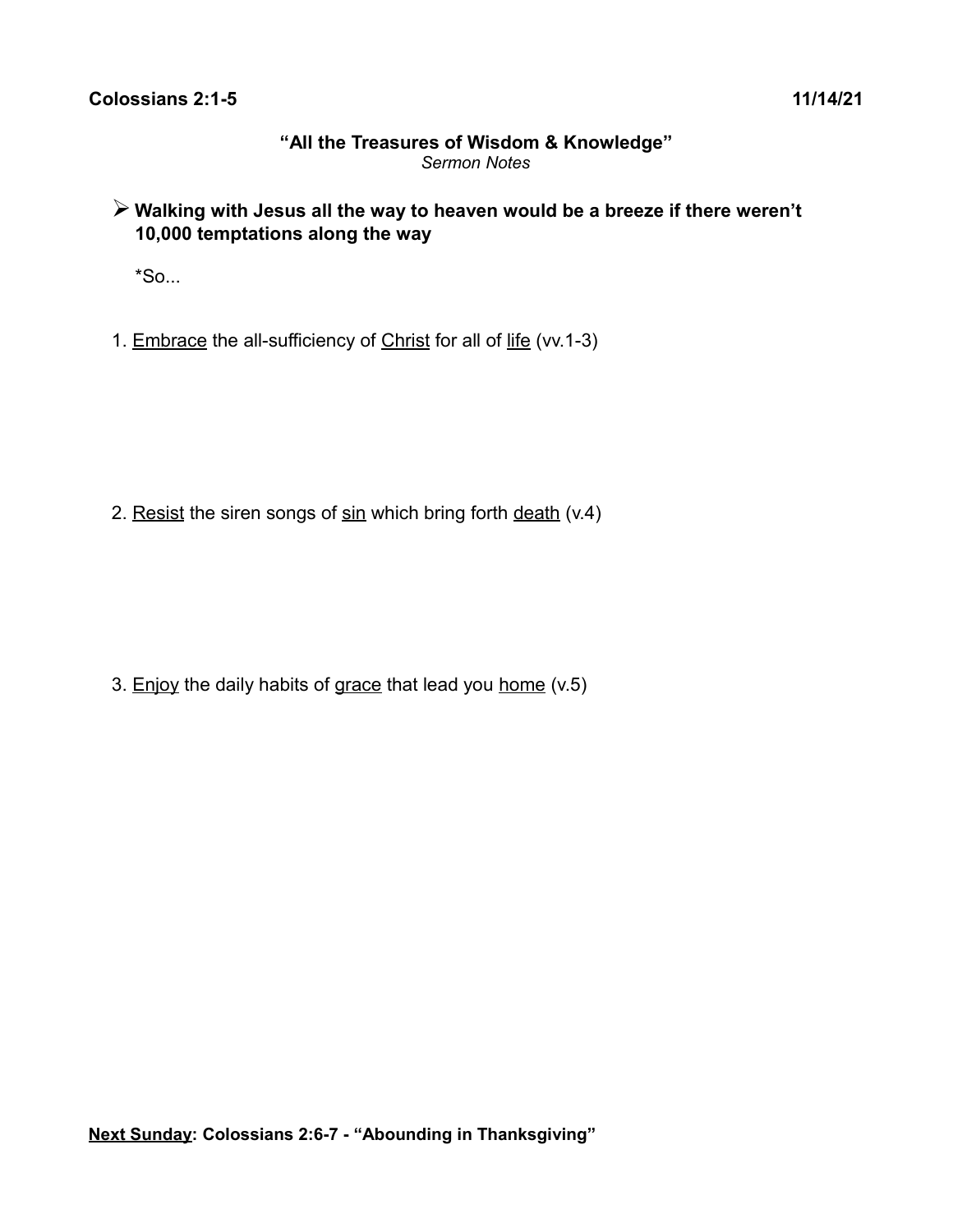**Colossians 2:1-5** **11/14/21**

## "All the Treasures of Wisdom & Knowledge"

*Sermon Notes*

- **Walking with Jesus all the way to heaven would be a breeze if there weren't 10,000 temptations along the way**

  *So...

1. <u>Embrace</u> the all-sufficiency of <u>Christ</u> for all of <u>life</u> (vv.1-3)

2. <u>Resist</u> the siren songs of <u>sin</u> which bring forth <u>death</u> (v.4)

3. <u>Enjoy</u> the daily habits of <u>grace</u> that lead you <u>home</u> (v.5)

**<u>Next Sunday</u>: Colossians 2:6-7 - "Abounding in Thanksgiving"**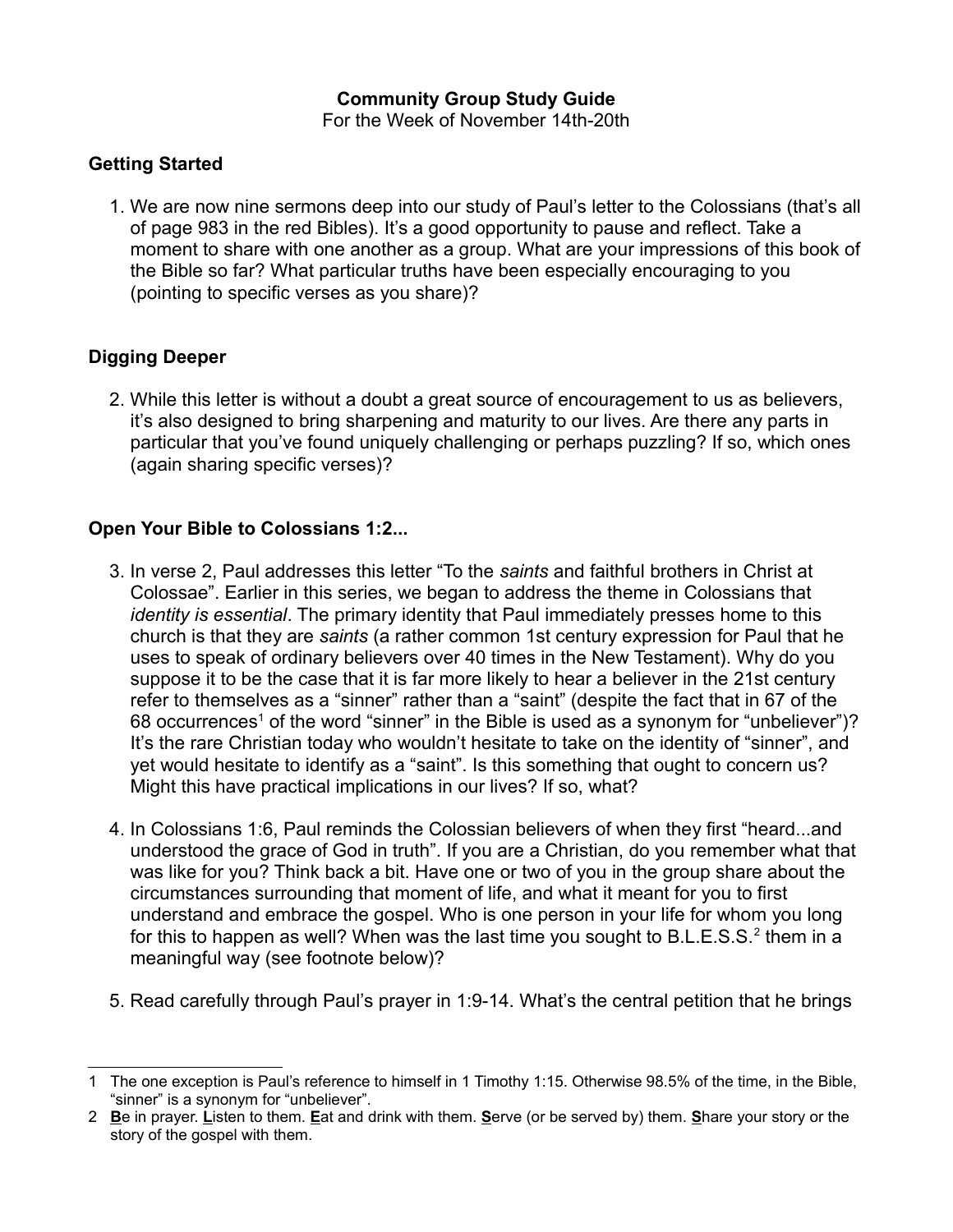**Community Group Study Guide**

For the Week of November 14th-20th

### Getting Started

1. We are now nine sermons deep into our study of Paul's letter to the Colossians (that's all of page 983 in the red Bibles). It's a good opportunity to pause and reflect. Take a moment to share with one another as a group. What are your impressions of this book of the Bible so far? What particular truths have been especially encouraging to you (pointing to specific verses as you share)?

### Digging Deeper

2. While this letter is without a doubt a great source of encouragement to us as believers, it's also designed to bring sharpening and maturity to our lives. Are there any parts in particular that you've found uniquely challenging or perhaps puzzling? If so, which ones (again sharing specific verses)?

### Open Your Bible to Colossians 1:2...

3. In verse 2, Paul addresses this letter "To the *saints* and faithful brothers in Christ at Colossae". Earlier in this series, we began to address the theme in Colossians that *identity is essential*. The primary identity that Paul immediately presses home to this church is that they are *saints* (a rather common 1st century expression for Paul that he uses to speak of ordinary believers over 40 times in the New Testament). Why do you suppose it to be the case that it is far more likely to hear a believer in the 21st century refer to themselves as a "sinner" rather than a "saint" (despite the fact that in 67 of the 68 occurrences[1] of the word "sinner" in the Bible is used as a synonym for "unbeliever")? It's the rare Christian today who wouldn't hesitate to take on the identity of "sinner", and yet would hesitate to identify as a "saint". Is this something that ought to concern us? Might this have practical implications in our lives? If so, what?

4. In Colossians 1:6, Paul reminds the Colossian believers of when they first "heard...and understood the grace of God in truth". If you are a Christian, do you remember what that was like for you? Think back a bit. Have one or two of you in the group share about the circumstances surrounding that moment of life, and what it meant for you to first understand and embrace the gospel. Who is one person in your life for whom you long for this to happen as well? When was the last time you sought to B.L.E.S.S.[2] them in a meaningful way (see footnote below)?

5. Read carefully through Paul's prayer in 1:9-14. What's the central petition that he brings

---

1 The one exception is Paul's reference to himself in 1 Timothy 1:15. Otherwise 98.5% of the time, in the Bible, "sinner" is a synonym for "unbeliever".

2 **B**e in prayer. **L**isten to them. **E**at and drink with them. **S**erve (or be served by) them. **S**hare your story or the story of the gospel with them.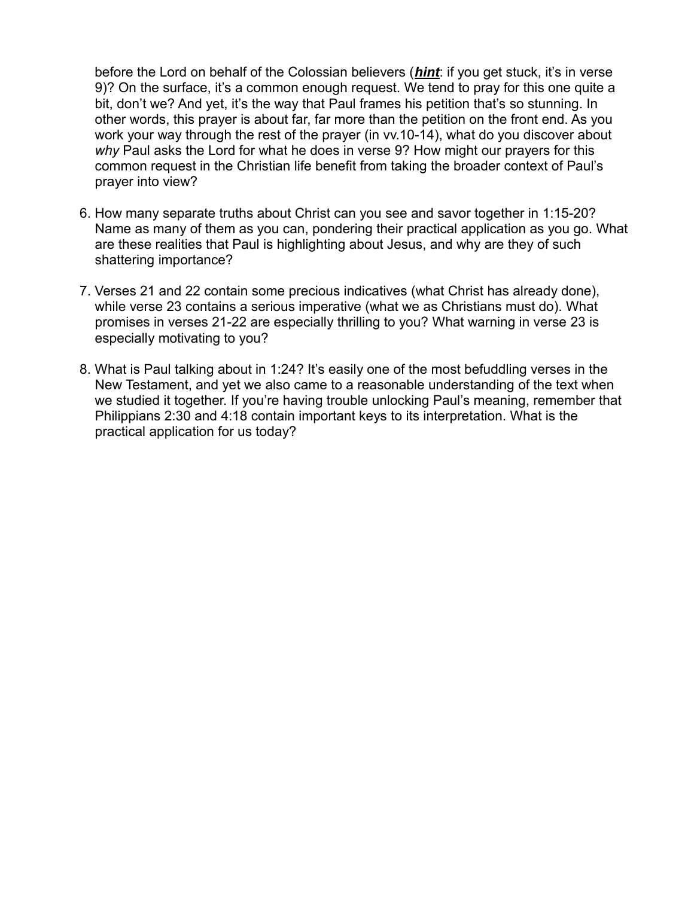before the Lord on behalf of the Colossian believers (***hint***: if you get stuck, it's in verse 9)? On the surface, it's a common enough request. We tend to pray for this one quite a bit, don't we? And yet, it's the way that Paul frames his petition that's so stunning. In other words, this prayer is about far, far more than the petition on the front end. As you work your way through the rest of the prayer (in vv.10-14), what do you discover about *why* Paul asks the Lord for what he does in verse 9? How might our prayers for this common request in the Christian life benefit from taking the broader context of Paul's prayer into view?

6. How many separate truths about Christ can you see and savor together in 1:15-20? Name as many of them as you can, pondering their practical application as you go. What are these realities that Paul is highlighting about Jesus, and why are they of such shattering importance?

7. Verses 21 and 22 contain some precious indicatives (what Christ has already done), while verse 23 contains a serious imperative (what we as Christians must do). What promises in verses 21-22 are especially thrilling to you? What warning in verse 23 is especially motivating to you?

8. What is Paul talking about in 1:24? It's easily one of the most befuddling verses in the New Testament, and yet we also came to a reasonable understanding of the text when we studied it together. If you're having trouble unlocking Paul's meaning, remember that Philippians 2:30 and 4:18 contain important keys to its interpretation. What is the practical application for us today?